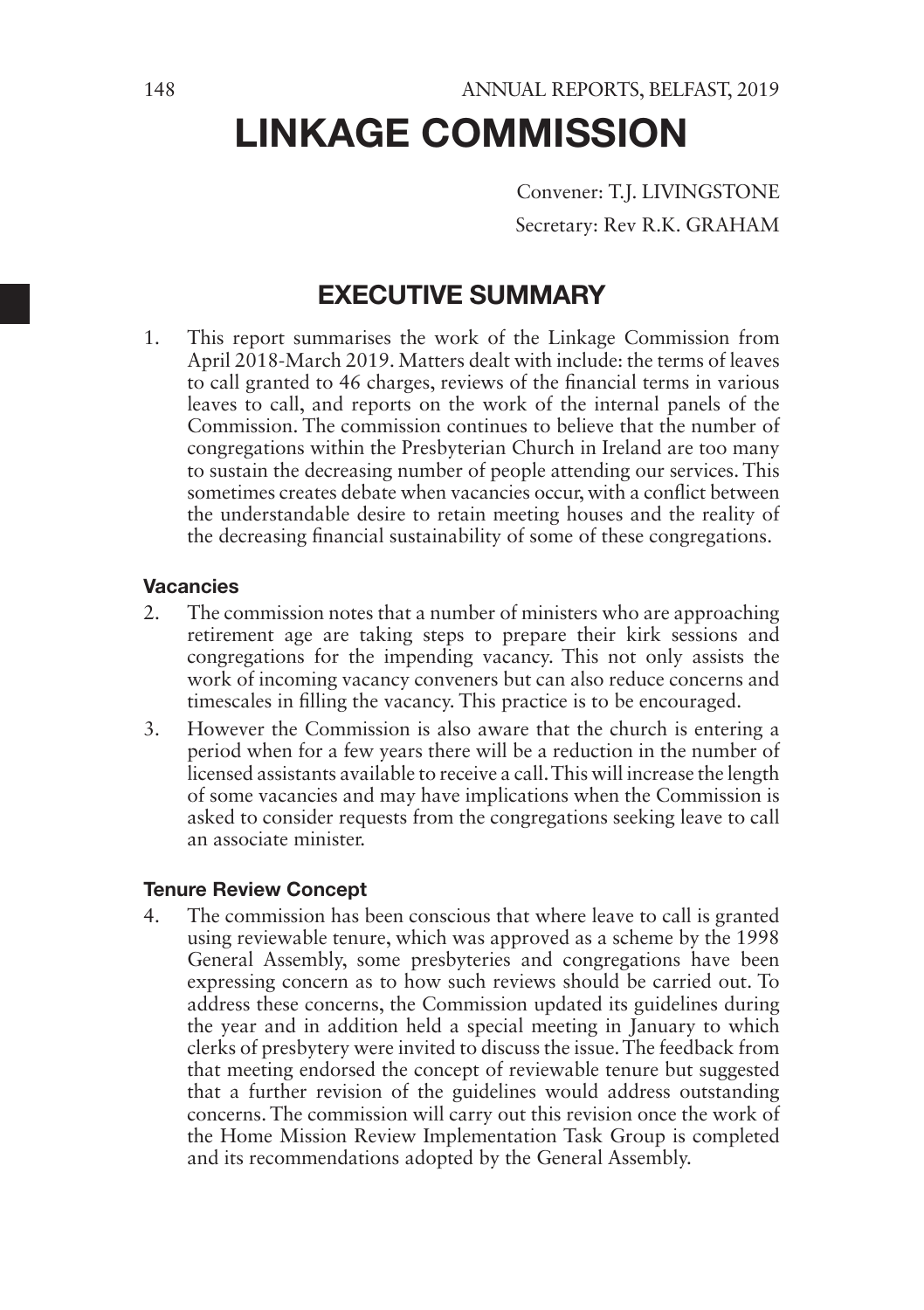# LINKAGE COMMISSION

Convener: T.J. LIVINGSTONE

Secretary: Rev R.K. GRAHAM

## EXECUTIVE SUMMARY

1. This report summarises the work of the Linkage Commission from April 2018-March 2019. Matters dealt with include: the terms of leaves to call granted to 46 charges, reviews of the financial terms in various leaves to call, and reports on the work of the internal panels of the Commission. The commission continues to believe that the number of congregations within the Presbyterian Church in Ireland are too many to sustain the decreasing number of people attending our services. This sometimes creates debate when vacancies occur, with a conflict between the understandable desire to retain meeting houses and the reality of the decreasing financial sustainability of some of these congregations.

### Vacancies

2. The commission notes that a number of ministers who are approaching retirement age are taking steps to prepare their kirk sessions and congregations for the impending vacancy. This not only assists the work of incoming vacancy conveners but can also reduce concerns and timescales in filling the vacancy. This practice is to be encouraged.
3. However the Commission is also aware that the church is entering a period when for a few years there will be a reduction in the number of licensed assistants available to receive a call. This will increase the length of some vacancies and may have implications when the Commission is asked to consider requests from the congregations seeking leave to call an associate minister.

### Tenure Review Concept

4. The commission has been conscious that where leave to call is granted using reviewable tenure, which was approved as a scheme by the 1998 General Assembly, some presbyteries and congregations have been expressing concern as to how such reviews should be carried out. To address these concerns, the Commission updated its guidelines during the year and in addition held a special meeting in January to which clerks of presbytery were invited to discuss the issue. The feedback from that meeting endorsed the concept of reviewable tenure but suggested that a further revision of the guidelines would address outstanding concerns. The commission will carry out this revision once the work of the Home Mission Review Implementation Task Group is completed and its recommendations adopted by the General Assembly.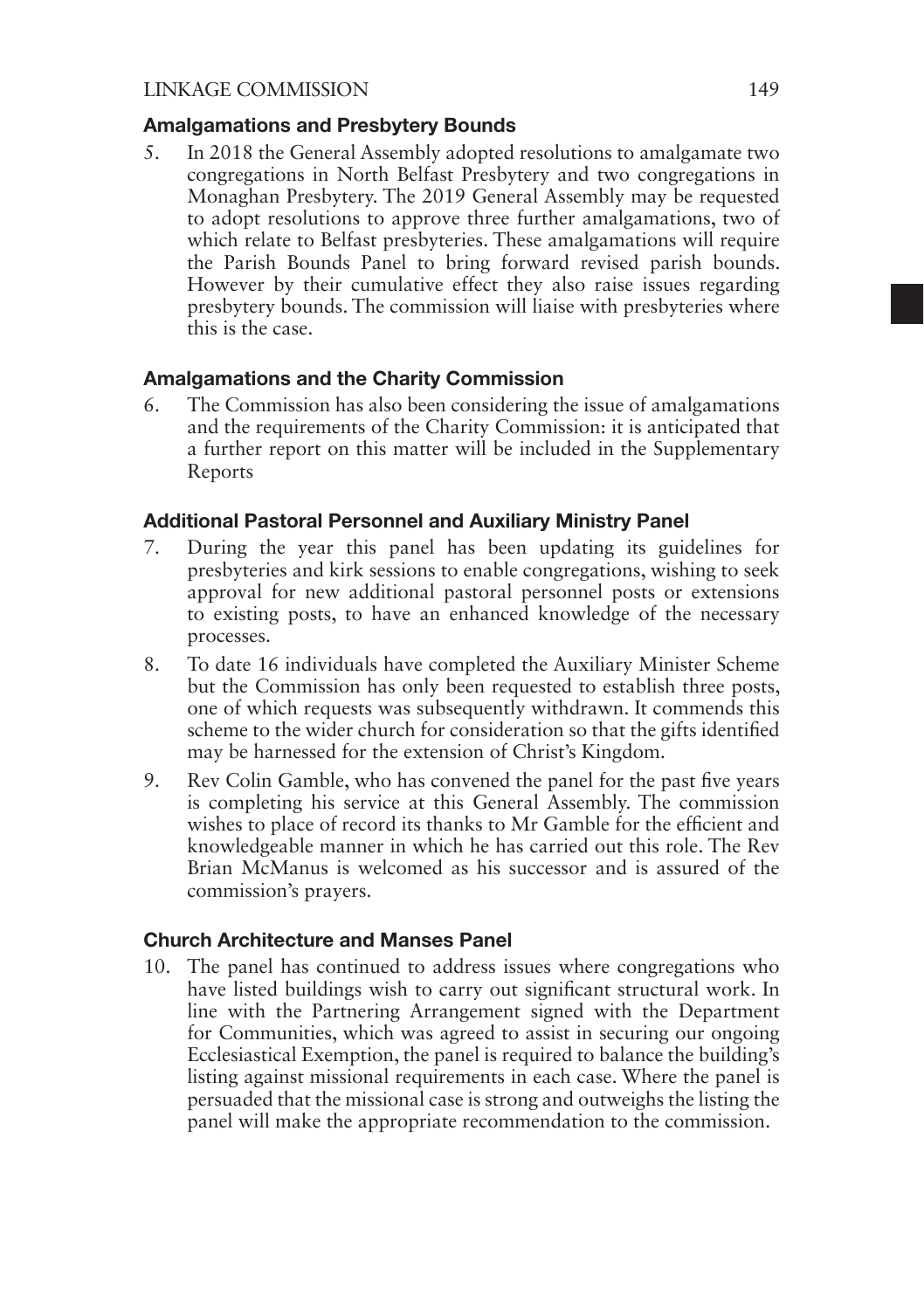### Amalgamations and Presbytery Bounds

5. In 2018 the General Assembly adopted resolutions to amalgamate two congregations in North Belfast Presbytery and two congregations in Monaghan Presbytery. The 2019 General Assembly may be requested to adopt resolutions to approve three further amalgamations, two of which relate to Belfast presbyteries. These amalgamations will require the Parish Bounds Panel to bring forward revised parish bounds. However by their cumulative effect they also raise issues regarding presbytery bounds. The commission will liaise with presbyteries where this is the case.

### Amalgamations and the Charity Commission

6. The Commission has also been considering the issue of amalgamations and the requirements of the Charity Commission: it is anticipated that a further report on this matter will be included in the Supplementary Reports

### Additional Pastoral Personnel and Auxiliary Ministry Panel

7. During the year this panel has been updating its guidelines for presbyteries and kirk sessions to enable congregations, wishing to seek approval for new additional pastoral personnel posts or extensions to existing posts, to have an enhanced knowledge of the necessary processes.
8. To date 16 individuals have completed the Auxiliary Minister Scheme but the Commission has only been requested to establish three posts, one of which requests was subsequently withdrawn. It commends this scheme to the wider church for consideration so that the gifts identified may be harnessed for the extension of Christ's Kingdom.
9. Rev Colin Gamble, who has convened the panel for the past five years is completing his service at this General Assembly. The commission wishes to place of record its thanks to Mr Gamble for the efficient and knowledgeable manner in which he has carried out this role. The Rev Brian McManus is welcomed as his successor and is assured of the commission's prayers.

### Church Architecture and Manses Panel

10. The panel has continued to address issues where congregations who have listed buildings wish to carry out significant structural work. In line with the Partnering Arrangement signed with the Department for Communities, which was agreed to assist in securing our ongoing Ecclesiastical Exemption, the panel is required to balance the building's listing against missional requirements in each case. Where the panel is persuaded that the missional case is strong and outweighs the listing the panel will make the appropriate recommendation to the commission.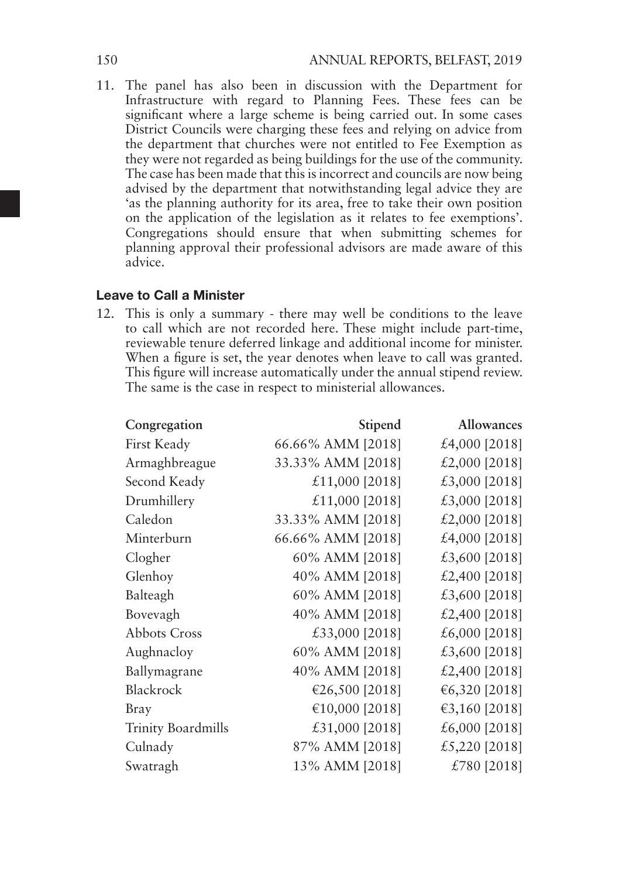11. The panel has also been in discussion with the Department for Infrastructure with regard to Planning Fees. These fees can be significant where a large scheme is being carried out. In some cases District Councils were charging these fees and relying on advice from the department that churches were not entitled to Fee Exemption as they were not regarded as being buildings for the use of the community. The case has been made that this is incorrect and councils are now being advised by the department that notwithstanding legal advice they are 'as the planning authority for its area, free to take their own position on the application of the legislation as it relates to fee exemptions'. Congregations should ensure that when submitting schemes for planning approval their professional advisors are made aware of this advice.

### Leave to Call a Minister

12. This is only a summary - there may well be conditions to the leave to call which are not recorded here. These might include part-time, reviewable tenure deferred linkage and additional income for minister. When a figure is set, the year denotes when leave to call was granted. This figure will increase automatically under the annual stipend review. The same is the case in respect to ministerial allowances.

| Congregation | Stipend | Allowances |
|---|---:|---:|
| First Keady | 66.66% AMM [2018] | £4,000 [2018] |
| Armaghbreague | 33.33% AMM [2018] | £2,000 [2018] |
| Second Keady | £11,000 [2018] | £3,000 [2018] |
| Drumhillery | £11,000 [2018] | £3,000 [2018] |
| Caledon | 33.33% AMM [2018] | £2,000 [2018] |
| Minterburn | 66.66% AMM [2018] | £4,000 [2018] |
| Clogher | 60% AMM [2018] | £3,600 [2018] |
| Glenhoy | 40% AMM [2018] | £2,400 [2018] |
| Balteagh | 60% AMM [2018] | £3,600 [2018] |
| Bovevagh | 40% AMM [2018] | £2,400 [2018] |
| Abbots Cross | £33,000 [2018] | £6,000 [2018] |
| Aughnacloy | 60% AMM [2018] | £3,600 [2018] |
| Ballymagrane | 40% AMM [2018] | £2,400 [2018] |
| Blackrock | €26,500 [2018] | €6,320 [2018] |
| Bray | €10,000 [2018] | €3,160 [2018] |
| Trinity Boardmills | £31,000 [2018] | £6,000 [2018] |
| Culnady | 87% AMM [2018] | £5,220 [2018] |
| Swatragh | 13% AMM [2018] | £780 [2018] |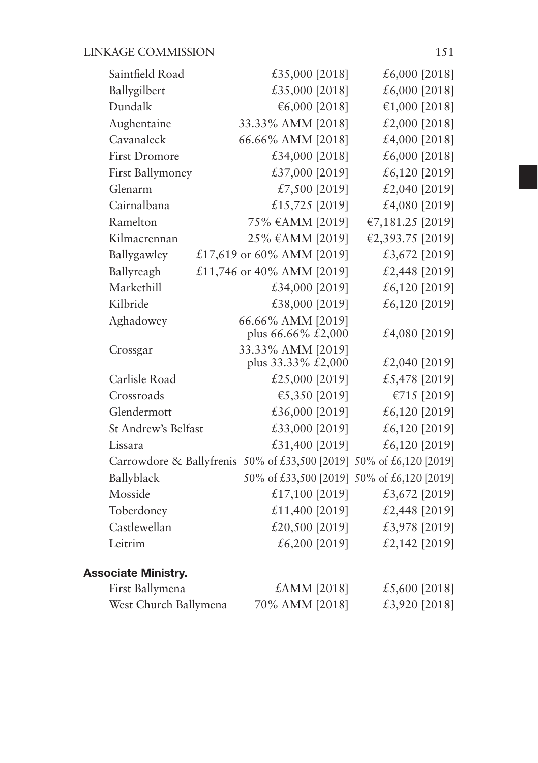| | | |
|---|---|---|
| Saintfield Road | £35,000 [2018] | £6,000 [2018] |
| Ballygilbert | £35,000 [2018] | £6,000 [2018] |
| Dundalk | €6,000 [2018] | €1,000 [2018] |
| Aughentaine | 33.33% AMM [2018] | £2,000 [2018] |
| Cavanaleck | 66.66% AMM [2018] | £4,000 [2018] |
| First Dromore | £34,000 [2018] | £6,000 [2018] |
| First Ballymoney | £37,000 [2019] | £6,120 [2019] |
| Glenarm | £7,500 [2019] | £2,040 [2019] |
| Cairnalbana | £15,725 [2019] | £4,080 [2019] |
| Ramelton | 75% €AMM [2019] | €7,181.25 [2019] |
| Kilmacrennan | 25% €AMM [2019] | €2,393.75 [2019] |
| Ballygawley | £17,619 or 60% AMM [2019] | £3,672 [2019] |
| Ballyreagh | £11,746 or 40% AMM [2019] | £2,448 [2019] |
| Markethill | £34,000 [2019] | £6,120 [2019] |
| Kilbride | £38,000 [2019] | £6,120 [2019] |
| Aghadowey | 66.66% AMM [2019] plus 66.66% £2,000 | £4,080 [2019] |
| Crossgar | 33.33% AMM [2019] plus 33.33% £2,000 | £2,040 [2019] |
| Carlisle Road | £25,000 [2019] | £5,478 [2019] |
| Crossroads | €5,350 [2019] | €715 [2019] |
| Glendermott | £36,000 [2019] | £6,120 [2019] |
| St Andrew's Belfast | £33,000 [2019] | £6,120 [2019] |
| Lissara | £31,400 [2019] | £6,120 [2019] |
| Carrowdore & Ballyfrenis | 50% of £33,500 [2019] | 50% of £6,120 [2019] |
| Ballyblack | 50% of £33,500 [2019] | 50% of £6,120 [2019] |
| Mosside | £17,100 [2019] | £3,672 [2019] |
| Toberdoney | £11,400 [2019] | £2,448 [2019] |
| Castlewellan | £20,500 [2019] | £3,978 [2019] |
| Leitrim | £6,200 [2019] | £2,142 [2019] |

**Associate Ministry.**

| | | |
|---|---|---|
| First Ballymena | £AMM [2018] | £5,600 [2018] |
| West Church Ballymena | 70% AMM [2018] | £3,920 [2018] |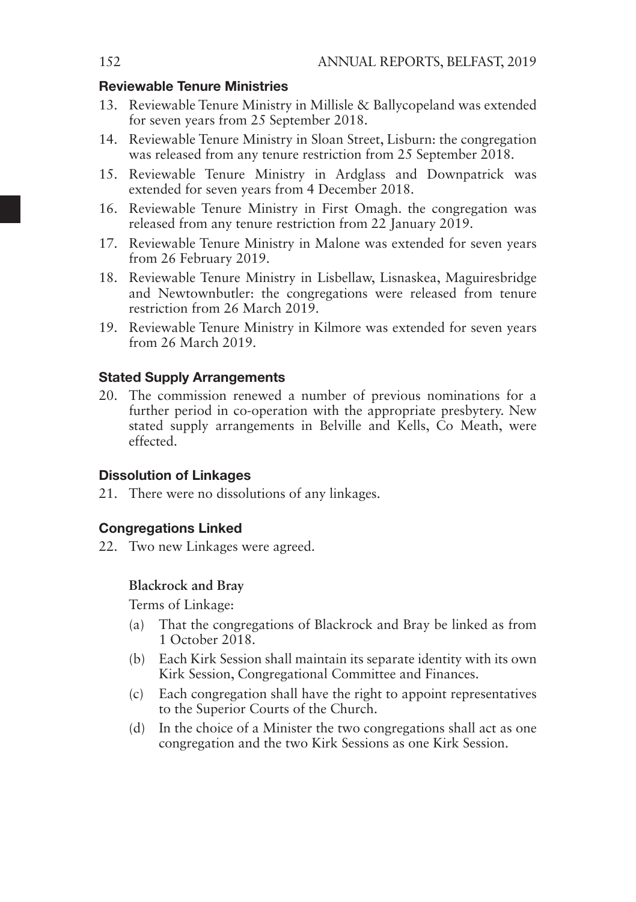#### Reviewable Tenure Ministries

13. Reviewable Tenure Ministry in Millisle & Ballycopeland was extended for seven years from 25 September 2018.
14. Reviewable Tenure Ministry in Sloan Street, Lisburn: the congregation was released from any tenure restriction from 25 September 2018.
15. Reviewable Tenure Ministry in Ardglass and Downpatrick was extended for seven years from 4 December 2018.
16. Reviewable Tenure Ministry in First Omagh. the congregation was released from any tenure restriction from 22 January 2019.
17. Reviewable Tenure Ministry in Malone was extended for seven years from 26 February 2019.
18. Reviewable Tenure Ministry in Lisbellaw, Lisnaskea, Maguiresbridge and Newtownbutler: the congregations were released from tenure restriction from 26 March 2019.
19. Reviewable Tenure Ministry in Kilmore was extended for seven years from 26 March 2019.

#### Stated Supply Arrangements

20. The commission renewed a number of previous nominations for a further period in co-operation with the appropriate presbytery. New stated supply arrangements in Belville and Kells, Co Meath, were effected.

#### Dissolution of Linkages

21. There were no dissolutions of any linkages.

#### Congregations Linked

22. Two new Linkages were agreed.

**Blackrock and Bray**

Terms of Linkage:

(a) That the congregations of Blackrock and Bray be linked as from 1 October 2018.

(b) Each Kirk Session shall maintain its separate identity with its own Kirk Session, Congregational Committee and Finances.

(c) Each congregation shall have the right to appoint representatives to the Superior Courts of the Church.

(d) In the choice of a Minister the two congregations shall act as one congregation and the two Kirk Sessions as one Kirk Session.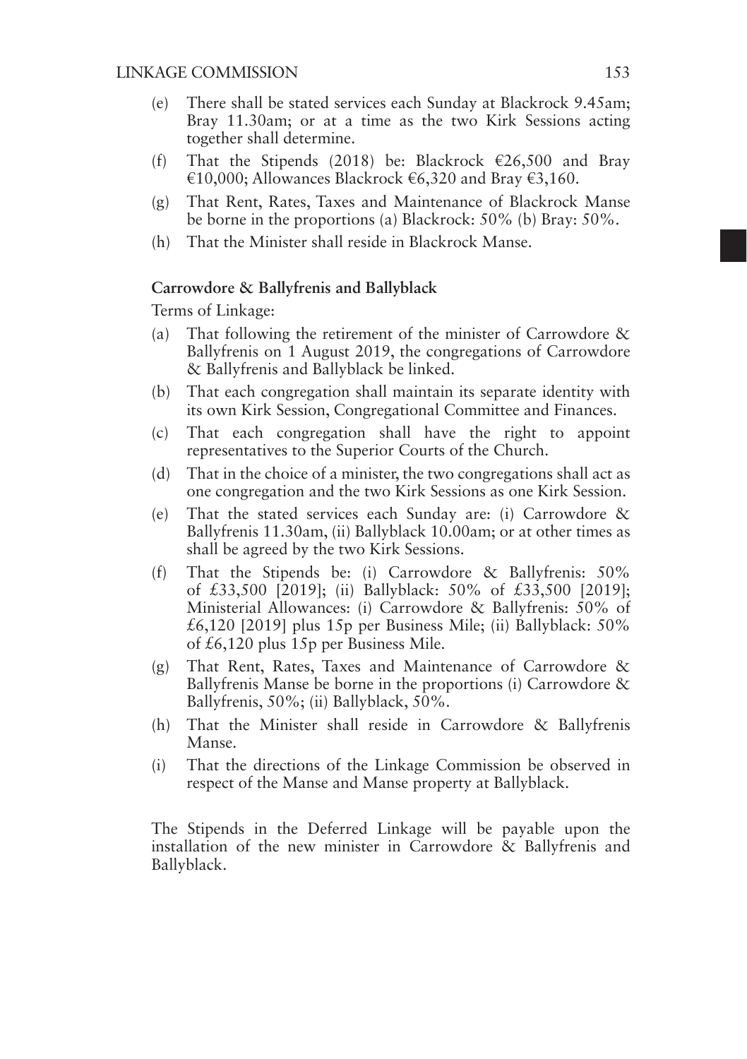(e) There shall be stated services each Sunday at Blackrock 9.45am; Bray 11.30am; or at a time as the two Kirk Sessions acting together shall determine.

(f) That the Stipends (2018) be: Blackrock €26,500 and Bray €10,000; Allowances Blackrock €6,320 and Bray €3,160.

(g) That Rent, Rates, Taxes and Maintenance of Blackrock Manse be borne in the proportions (a) Blackrock: 50% (b) Bray: 50%.

(h) That the Minister shall reside in Blackrock Manse.

**Carrowdore & Ballyfrenis and Ballyblack**

Terms of Linkage:

(a) That following the retirement of the minister of Carrowdore & Ballyfrenis on 1 August 2019, the congregations of Carrowdore & Ballyfrenis and Ballyblack be linked.

(b) That each congregation shall maintain its separate identity with its own Kirk Session, Congregational Committee and Finances.

(c) That each congregation shall have the right to appoint representatives to the Superior Courts of the Church.

(d) That in the choice of a minister, the two congregations shall act as one congregation and the two Kirk Sessions as one Kirk Session.

(e) That the stated services each Sunday are: (i) Carrowdore & Ballyfrenis 11.30am, (ii) Ballyblack 10.00am; or at other times as shall be agreed by the two Kirk Sessions.

(f) That the Stipends be: (i) Carrowdore & Ballyfrenis: 50% of £33,500 [2019]; (ii) Ballyblack: 50% of £33,500 [2019]; Ministerial Allowances: (i) Carrowdore & Ballyfrenis: 50% of £6,120 [2019] plus 15p per Business Mile; (ii) Ballyblack: 50% of £6,120 plus 15p per Business Mile.

(g) That Rent, Rates, Taxes and Maintenance of Carrowdore & Ballyfrenis Manse be borne in the proportions (i) Carrowdore & Ballyfrenis, 50%; (ii) Ballyblack, 50%.

(h) That the Minister shall reside in Carrowdore & Ballyfrenis Manse.

(i) That the directions of the Linkage Commission be observed in respect of the Manse and Manse property at Ballyblack.

The Stipends in the Deferred Linkage will be payable upon the installation of the new minister in Carrowdore & Ballyfrenis and Ballyblack.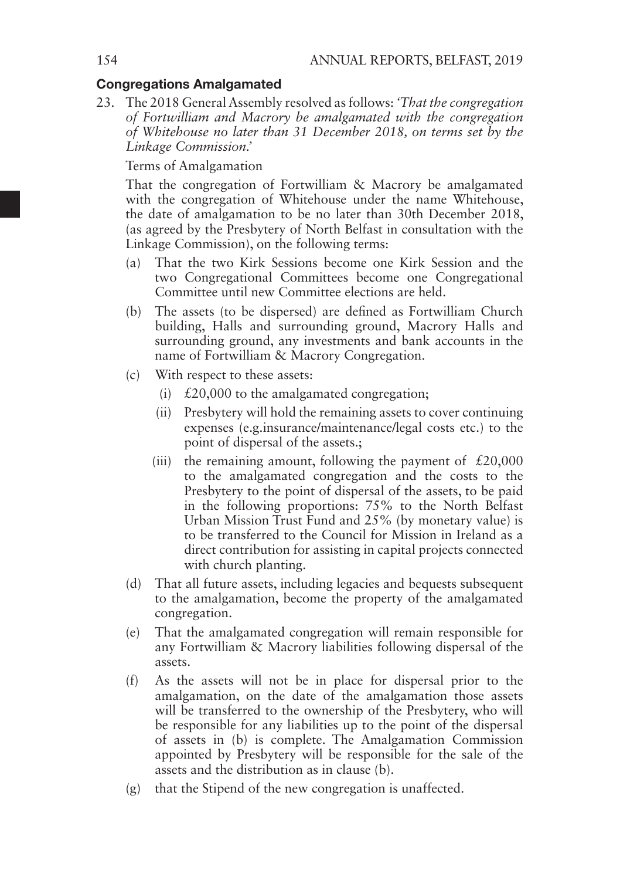### Congregations Amalgamated

23. The 2018 General Assembly resolved as follows: *'That the congregation of Fortwilliam and Macrory be amalgamated with the congregation of Whitehouse no later than 31 December 2018, on terms set by the Linkage Commission.'*

    Terms of Amalgamation

    That the congregation of Fortwilliam & Macrory be amalgamated with the congregation of Whitehouse under the name Whitehouse, the date of amalgamation to be no later than 30th December 2018, (as agreed by the Presbytery of North Belfast in consultation with the Linkage Commission), on the following terms:

    (a) That the two Kirk Sessions become one Kirk Session and the two Congregational Committees become one Congregational Committee until new Committee elections are held.

    (b) The assets (to be dispersed) are defined as Fortwilliam Church building, Halls and surrounding ground, Macrory Halls and surrounding ground, any investments and bank accounts in the name of Fortwilliam & Macrory Congregation.

    (c) With respect to these assets:

    (i) £20,000 to the amalgamated congregation;

    (ii) Presbytery will hold the remaining assets to cover continuing expenses (e.g.insurance/maintenance/legal costs etc.) to the point of dispersal of the assets.;

    (iii) the remaining amount, following the payment of £20,000 to the amalgamated congregation and the costs to the Presbytery to the point of dispersal of the assets, to be paid in the following proportions: 75% to the North Belfast Urban Mission Trust Fund and 25% (by monetary value) is to be transferred to the Council for Mission in Ireland as a direct contribution for assisting in capital projects connected with church planting.

    (d) That all future assets, including legacies and bequests subsequent to the amalgamation, become the property of the amalgamated congregation.

    (e) That the amalgamated congregation will remain responsible for any Fortwilliam & Macrory liabilities following dispersal of the assets.

    (f) As the assets will not be in place for dispersal prior to the amalgamation, on the date of the amalgamation those assets will be transferred to the ownership of the Presbytery, who will be responsible for any liabilities up to the point of the dispersal of assets in (b) is complete. The Amalgamation Commission appointed by Presbytery will be responsible for the sale of the assets and the distribution as in clause (b).

    (g) that the Stipend of the new congregation is unaffected.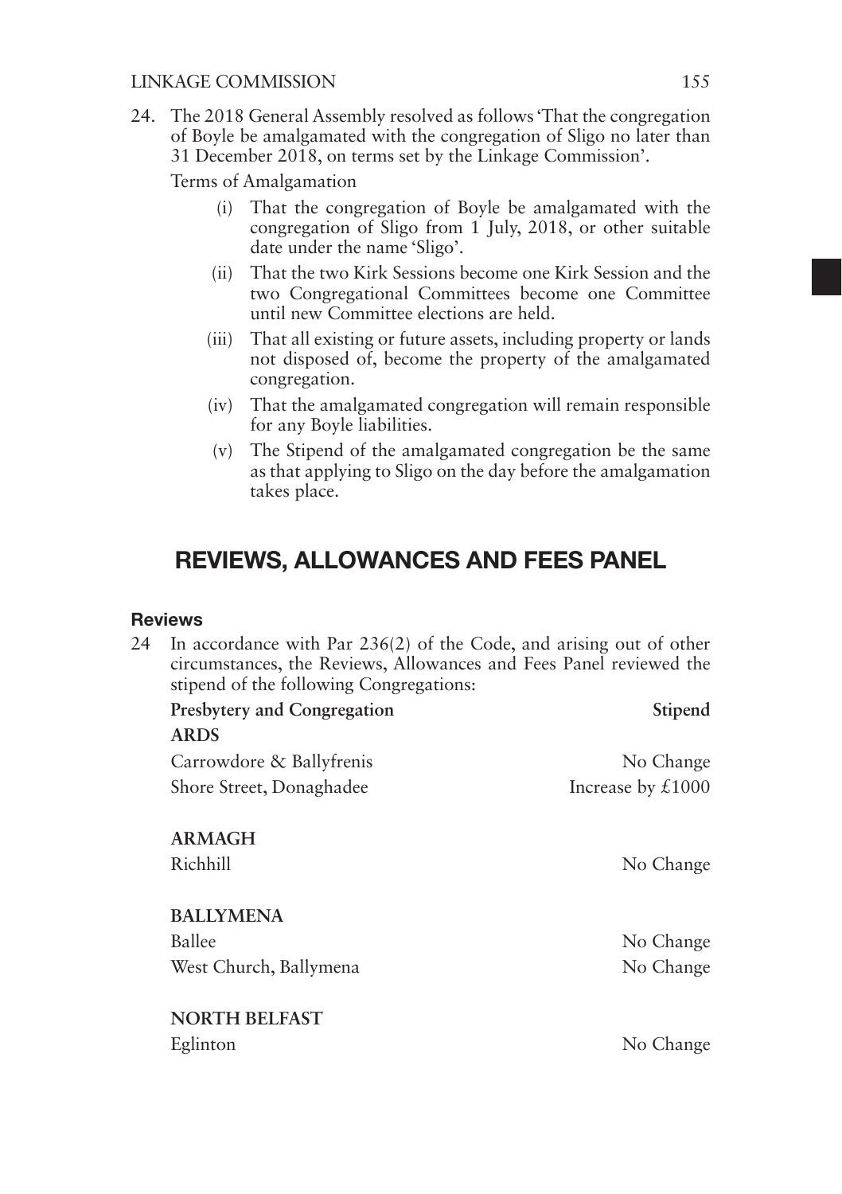24. The 2018 General Assembly resolved as follows 'That the congregation of Boyle be amalgamated with the congregation of Sligo no later than 31 December 2018, on terms set by the Linkage Commission'.

Terms of Amalgamation

(i) That the congregation of Boyle be amalgamated with the congregation of Sligo from 1 July, 2018, or other suitable date under the name 'Sligo'.

(ii) That the two Kirk Sessions become one Kirk Session and the two Congregational Committees become one Committee until new Committee elections are held.

(iii) That all existing or future assets, including property or lands not disposed of, become the property of the amalgamated congregation.

(iv) That the amalgamated congregation will remain responsible for any Boyle liabilities.

(v) The Stipend of the amalgamated congregation be the same as that applying to Sligo on the day before the amalgamation takes place.

## REVIEWS, ALLOWANCES AND FEES PANEL

### Reviews

24 In accordance with Par 236(2) of the Code, and arising out of other circumstances, the Reviews, Allowances and Fees Panel reviewed the stipend of the following Congregations:

| Presbytery and Congregation | Stipend |
|---|---|
| **ARDS** | |
| Carrowdore & Ballyfrenis | No Change |
| Shore Street, Donaghadee | Increase by £1000 |
| **ARMAGH** | |
| Richhill | No Change |
| **BALLYMENA** | |
| Ballee | No Change |
| West Church, Ballymena | No Change |
| **NORTH BELFAST** | |
| Eglinton | No Change |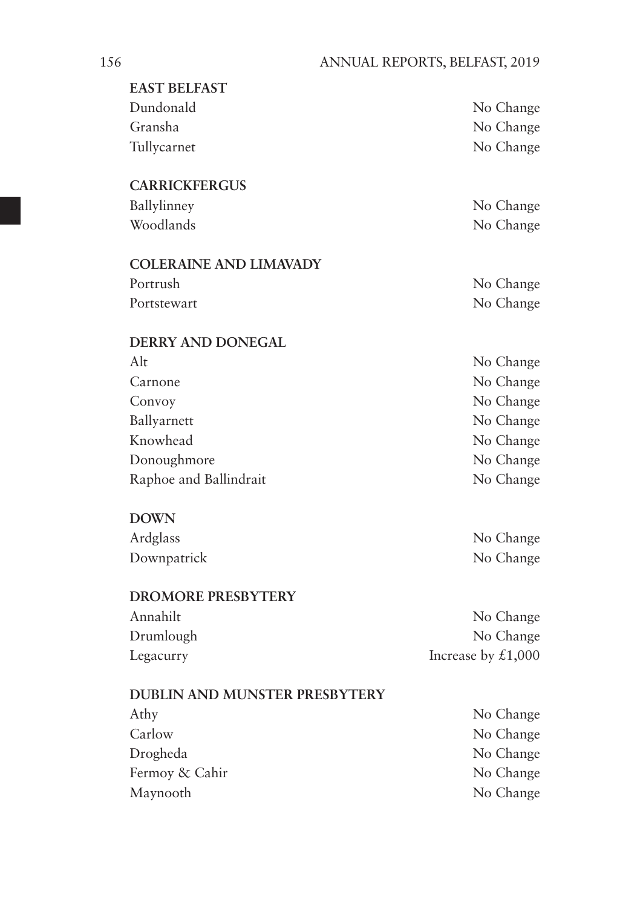**EAST BELFAST**

| | |
|---|---|
| Dundonald | No Change |
| Gransha | No Change |
| Tullycarnet | No Change |

**CARRICKFERGUS**

| | |
|---|---|
| Ballylinney | No Change |
| Woodlands | No Change |

**COLERAINE AND LIMAVADY**

| | |
|---|---|
| Portrush | No Change |
| Portstewart | No Change |

**DERRY AND DONEGAL**

| | |
|---|---|
| Alt | No Change |
| Carnone | No Change |
| Convoy | No Change |
| Ballyarnett | No Change |
| Knowhead | No Change |
| Donoughmore | No Change |
| Raphoe and Ballindrait | No Change |

**DOWN**

| | |
|---|---|
| Ardglass | No Change |
| Downpatrick | No Change |

**DROMORE PRESBYTERY**

| | |
|---|---|
| Annahilt | No Change |
| Drumlough | No Change |
| Legacurry | Increase by £1,000 |

**DUBLIN AND MUNSTER PRESBYTERY**

| | |
|---|---|
| Athy | No Change |
| Carlow | No Change |
| Drogheda | No Change |
| Fermoy & Cahir | No Change |
| Maynooth | No Change |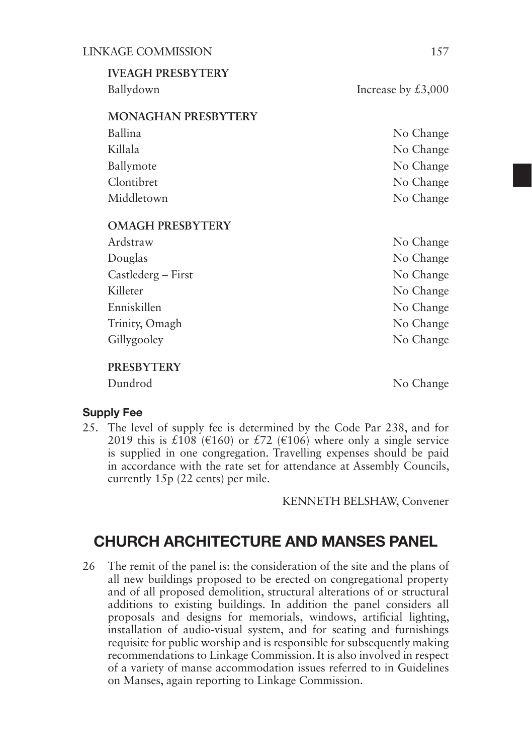**IVEAGH PRESBYTERY**

| | |
|---|---|
| Ballydown | Increase by £3,000 |

**MONAGHAN PRESBYTERY**

| | |
|---|---|
| Ballina | No Change |
| Killala | No Change |
| Ballymote | No Change |
| Clontibret | No Change |
| Middletown | No Change |

**OMAGH PRESBYTERY**

| | |
|---|---|
| Ardstraw | No Change |
| Douglas | No Change |
| Castlederg – First | No Change |
| Killeter | No Change |
| Enniskillen | No Change |
| Trinity, Omagh | No Change |
| Gillygooley | No Change |

**PRESBYTERY**

| | |
|---|---|
| Dundrod | No Change |

### Supply Fee

25. The level of supply fee is determined by the Code Par 238, and for 2019 this is £108 (€160) or £72 (€106) where only a single service is supplied in one congregation. Travelling expenses should be paid in accordance with the rate set for attendance at Assembly Councils, currently 15p (22 cents) per mile.

KENNETH BELSHAW, Convener

## CHURCH ARCHITECTURE AND MANSES PANEL

26 The remit of the panel is: the consideration of the site and the plans of all new buildings proposed to be erected on congregational property and of all proposed demolition, structural alterations of or structural additions to existing buildings. In addition the panel considers all proposals and designs for memorials, windows, artificial lighting, installation of audio-visual system, and for seating and furnishings requisite for public worship and is responsible for subsequently making recommendations to Linkage Commission. It is also involved in respect of a variety of manse accommodation issues referred to in Guidelines on Manses, again reporting to Linkage Commission.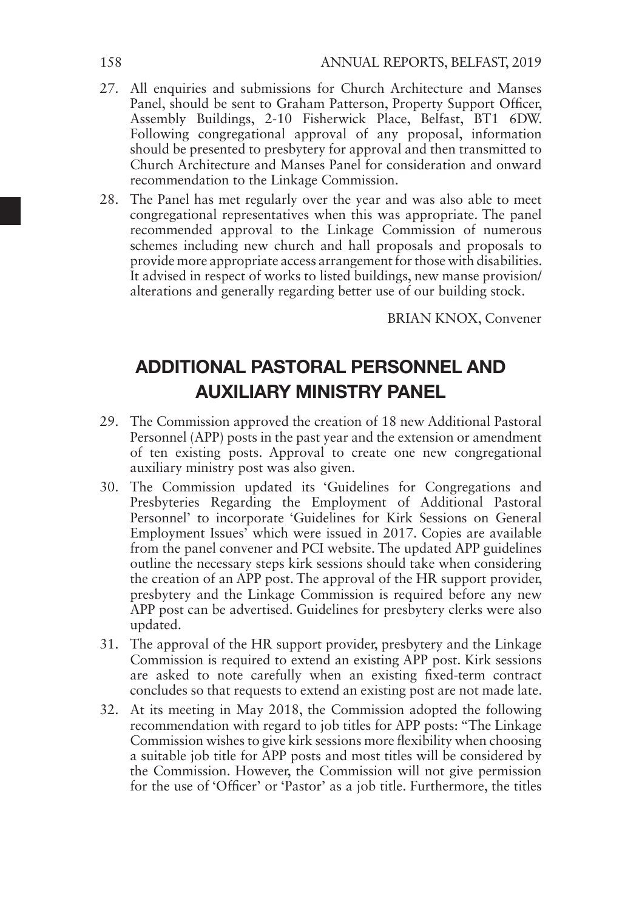27. All enquiries and submissions for Church Architecture and Manses Panel, should be sent to Graham Patterson, Property Support Officer, Assembly Buildings, 2-10 Fisherwick Place, Belfast, BT1 6DW. Following congregational approval of any proposal, information should be presented to presbytery for approval and then transmitted to Church Architecture and Manses Panel for consideration and onward recommendation to the Linkage Commission.

28. The Panel has met regularly over the year and was also able to meet congregational representatives when this was appropriate. The panel recommended approval to the Linkage Commission of numerous schemes including new church and hall proposals and proposals to provide more appropriate access arrangement for those with disabilities. It advised in respect of works to listed buildings, new manse provision/ alterations and generally regarding better use of our building stock.

BRIAN KNOX, Convener

## ADDITIONAL PASTORAL PERSONNEL AND AUXILIARY MINISTRY PANEL

29. The Commission approved the creation of 18 new Additional Pastoral Personnel (APP) posts in the past year and the extension or amendment of ten existing posts. Approval to create one new congregational auxiliary ministry post was also given.

30. The Commission updated its 'Guidelines for Congregations and Presbyteries Regarding the Employment of Additional Pastoral Personnel' to incorporate 'Guidelines for Kirk Sessions on General Employment Issues' which were issued in 2017. Copies are available from the panel convener and PCI website. The updated APP guidelines outline the necessary steps kirk sessions should take when considering the creation of an APP post. The approval of the HR support provider, presbytery and the Linkage Commission is required before any new APP post can be advertised. Guidelines for presbytery clerks were also updated.

31. The approval of the HR support provider, presbytery and the Linkage Commission is required to extend an existing APP post. Kirk sessions are asked to note carefully when an existing fixed-term contract concludes so that requests to extend an existing post are not made late.

32. At its meeting in May 2018, the Commission adopted the following recommendation with regard to job titles for APP posts: "The Linkage Commission wishes to give kirk sessions more flexibility when choosing a suitable job title for APP posts and most titles will be considered by the Commission. However, the Commission will not give permission for the use of 'Officer' or 'Pastor' as a job title. Furthermore, the titles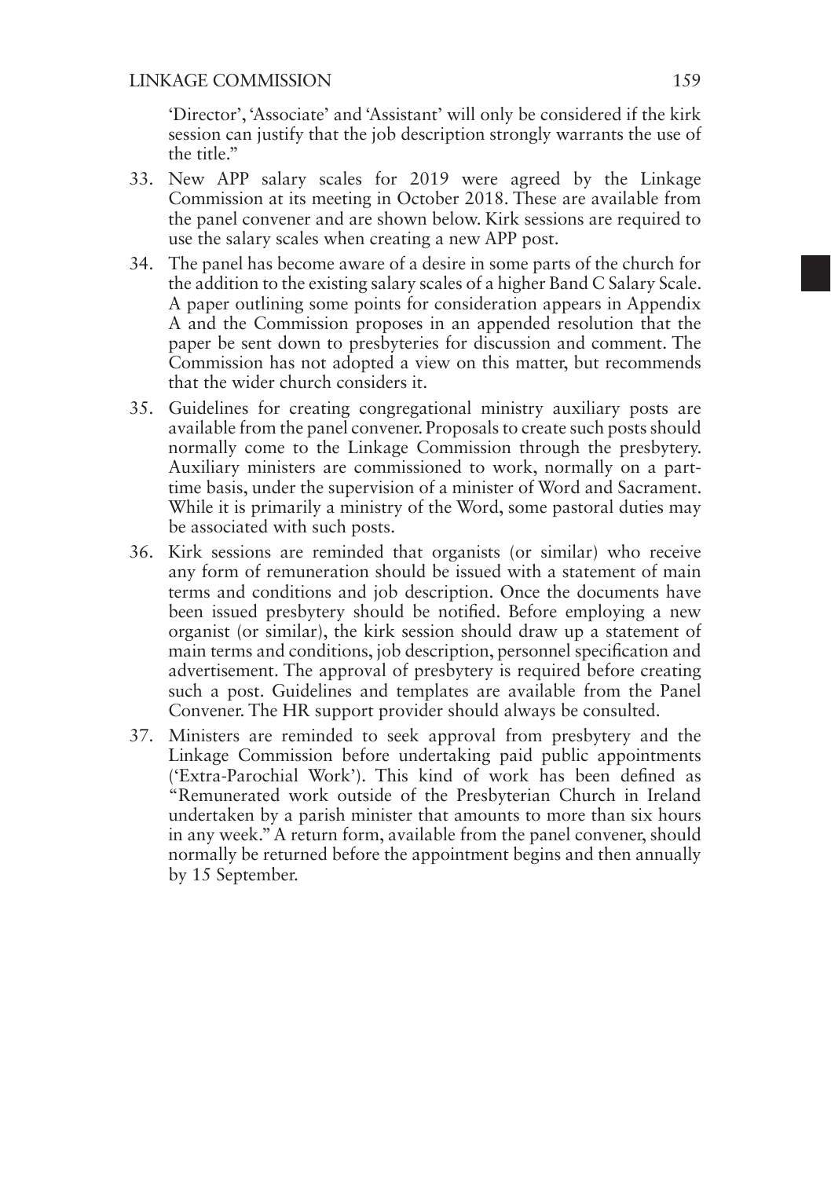'Director', 'Associate' and 'Assistant' will only be considered if the kirk session can justify that the job description strongly warrants the use of the title."

33. New APP salary scales for 2019 were agreed by the Linkage Commission at its meeting in October 2018. These are available from the panel convener and are shown below. Kirk sessions are required to use the salary scales when creating a new APP post.

34. The panel has become aware of a desire in some parts of the church for the addition to the existing salary scales of a higher Band C Salary Scale. A paper outlining some points for consideration appears in Appendix A and the Commission proposes in an appended resolution that the paper be sent down to presbyteries for discussion and comment. The Commission has not adopted a view on this matter, but recommends that the wider church considers it.

35. Guidelines for creating congregational ministry auxiliary posts are available from the panel convener. Proposals to create such posts should normally come to the Linkage Commission through the presbytery. Auxiliary ministers are commissioned to work, normally on a part-time basis, under the supervision of a minister of Word and Sacrament. While it is primarily a ministry of the Word, some pastoral duties may be associated with such posts.

36. Kirk sessions are reminded that organists (or similar) who receive any form of remuneration should be issued with a statement of main terms and conditions and job description. Once the documents have been issued presbytery should be notified. Before employing a new organist (or similar), the kirk session should draw up a statement of main terms and conditions, job description, personnel specification and advertisement. The approval of presbytery is required before creating such a post. Guidelines and templates are available from the Panel Convener. The HR support provider should always be consulted.

37. Ministers are reminded to seek approval from presbytery and the Linkage Commission before undertaking paid public appointments ('Extra-Parochial Work'). This kind of work has been defined as "Remunerated work outside of the Presbyterian Church in Ireland undertaken by a parish minister that amounts to more than six hours in any week." A return form, available from the panel convener, should normally be returned before the appointment begins and then annually by 15 September.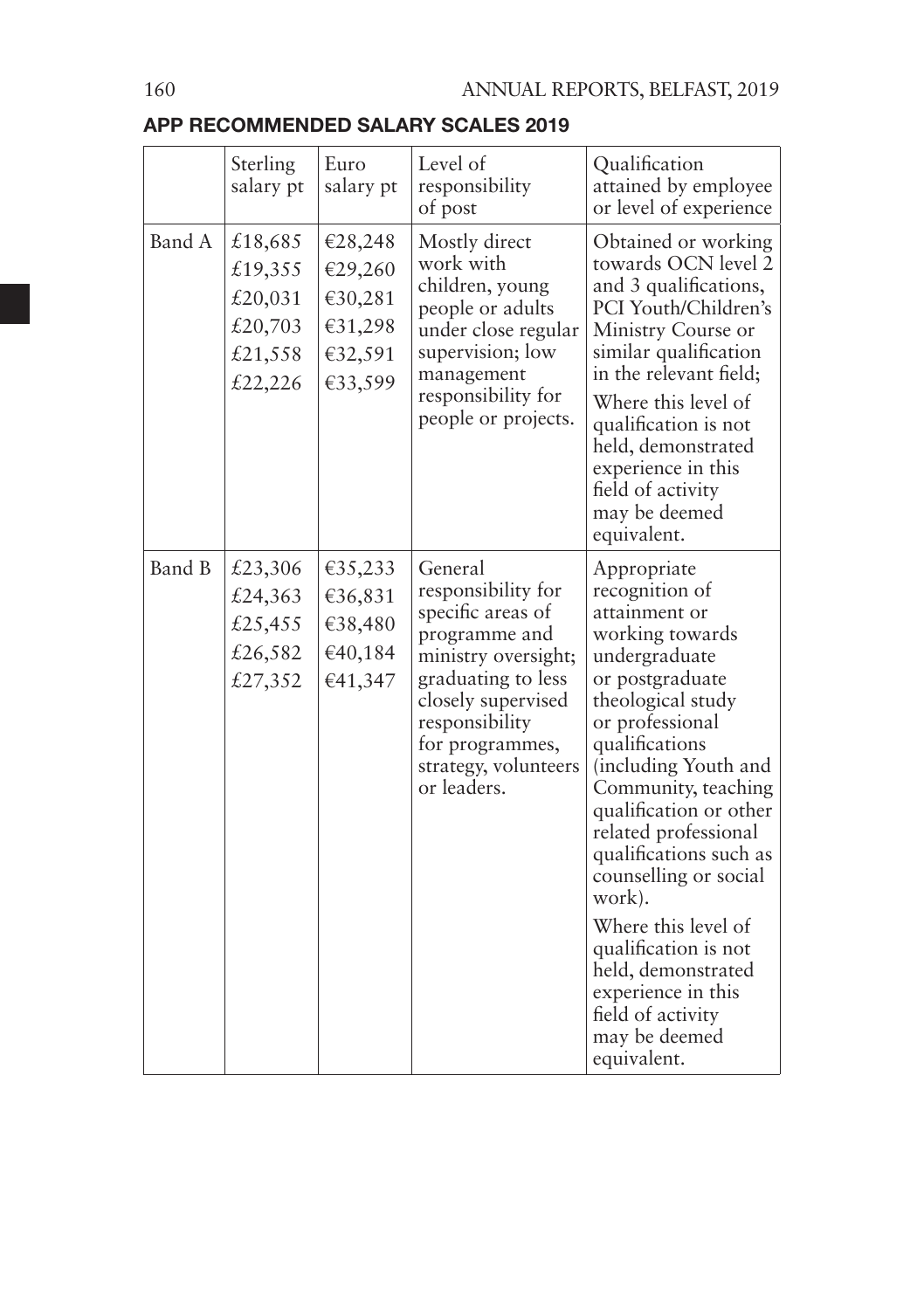## APP RECOMMENDED SALARY SCALES 2019

| | Sterling salary pt | Euro salary pt | Level of responsibility of post | Qualification attained by employee or level of experience |
|---|---|---|---|---|
| Band A | £18,685<br>£19,355<br>£20,031<br>£20,703<br>£21,558<br>£22,226 | €28,248<br>€29,260<br>€30,281<br>€31,298<br>€32,591<br>€33,599 | Mostly direct work with children, young people or adults under close regular supervision; low management responsibility for people or projects. | Obtained or working towards OCN level 2 and 3 qualifications, PCI Youth/Children's Ministry Course or similar qualification in the relevant field;<br>Where this level of qualification is not held, demonstrated experience in this field of activity may be deemed equivalent. |
| Band B | £23,306<br>£24,363<br>£25,455<br>£26,582<br>£27,352 | €35,233<br>€36,831<br>€38,480<br>€40,184<br>€41,347 | General responsibility for specific areas of programme and ministry oversight; graduating to less closely supervised responsibility for programmes, strategy, volunteers or leaders. | Appropriate recognition of attainment or working towards undergraduate or postgraduate theological study or professional qualifications (including Youth and Community, teaching qualification or other related professional qualifications such as counselling or social work).<br>Where this level of qualification is not held, demonstrated experience in this field of activity may be deemed equivalent. |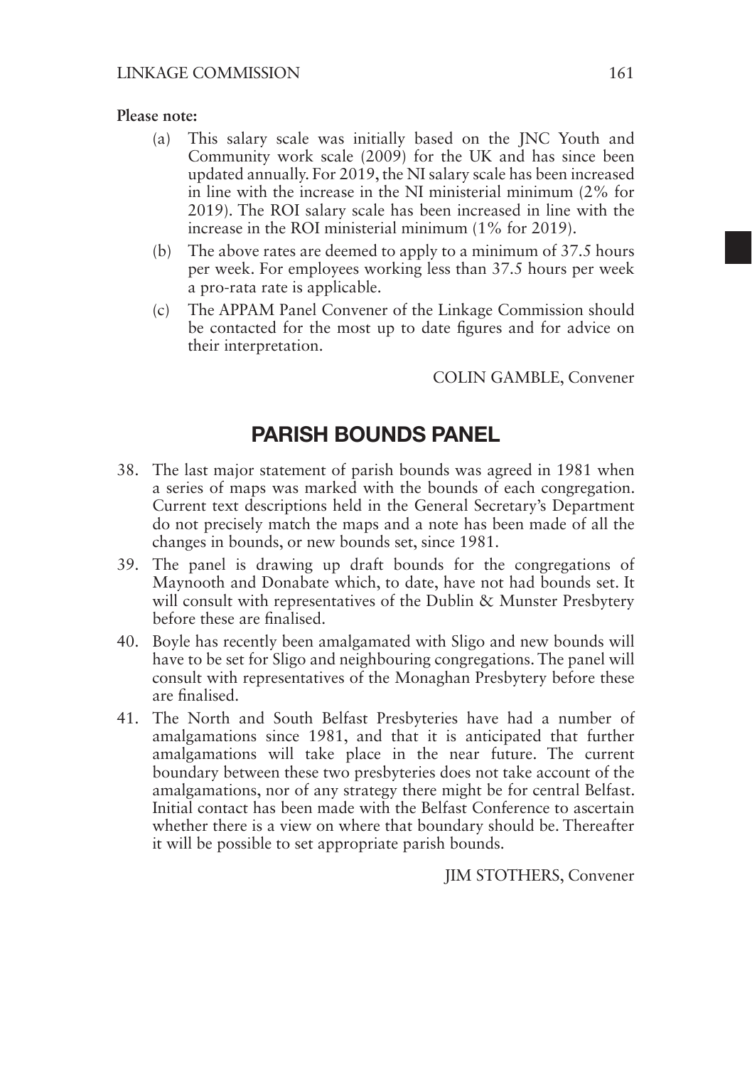**Please note:**

(a) This salary scale was initially based on the JNC Youth and Community work scale (2009) for the UK and has since been updated annually. For 2019, the NI salary scale has been increased in line with the increase in the NI ministerial minimum (2% for 2019). The ROI salary scale has been increased in line with the increase in the ROI ministerial minimum (1% for 2019).

(b) The above rates are deemed to apply to a minimum of 37.5 hours per week. For employees working less than 37.5 hours per week a pro-rata rate is applicable.

(c) The APPAM Panel Convener of the Linkage Commission should be contacted for the most up to date figures and for advice on their interpretation.

COLIN GAMBLE, Convener

## PARISH BOUNDS PANEL

38. The last major statement of parish bounds was agreed in 1981 when a series of maps was marked with the bounds of each congregation. Current text descriptions held in the General Secretary's Department do not precisely match the maps and a note has been made of all the changes in bounds, or new bounds set, since 1981.

39. The panel is drawing up draft bounds for the congregations of Maynooth and Donabate which, to date, have not had bounds set. It will consult with representatives of the Dublin & Munster Presbytery before these are finalised.

40. Boyle has recently been amalgamated with Sligo and new bounds will have to be set for Sligo and neighbouring congregations. The panel will consult with representatives of the Monaghan Presbytery before these are finalised.

41. The North and South Belfast Presbyteries have had a number of amalgamations since 1981, and that it is anticipated that further amalgamations will take place in the near future. The current boundary between these two presbyteries does not take account of the amalgamations, nor of any strategy there might be for central Belfast. Initial contact has been made with the Belfast Conference to ascertain whether there is a view on where that boundary should be. Thereafter it will be possible to set appropriate parish bounds.

JIM STOTHERS, Convener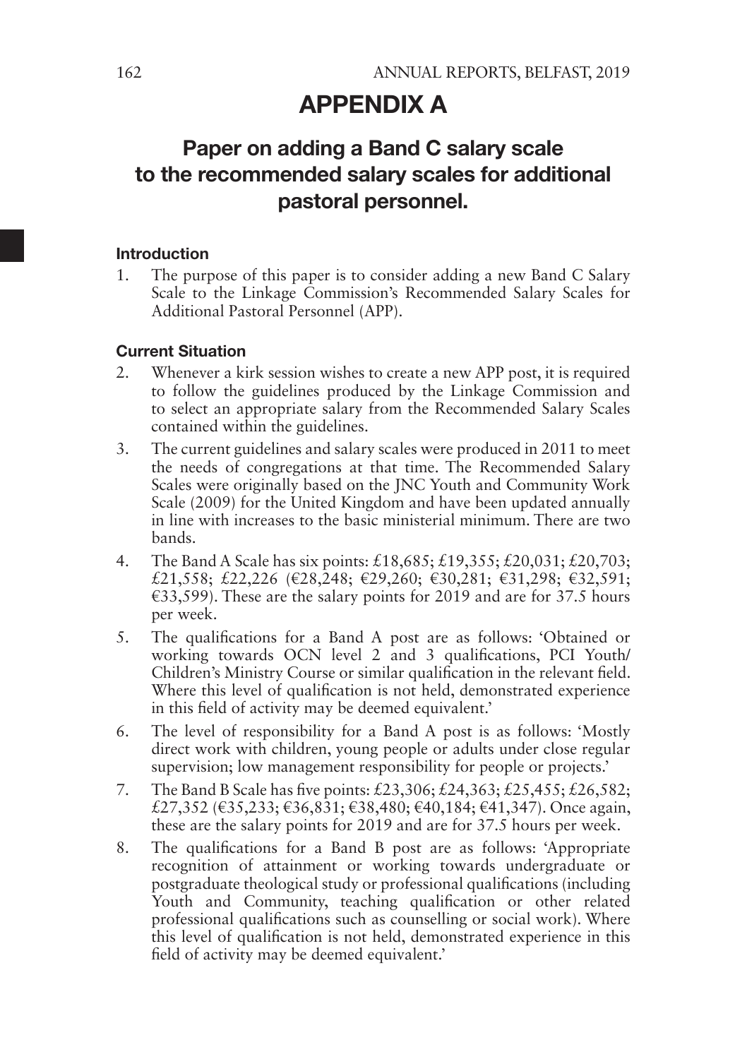# APPENDIX A

## Paper on adding a Band C salary scale to the recommended salary scales for additional pastoral personnel.

### Introduction

1. The purpose of this paper is to consider adding a new Band C Salary Scale to the Linkage Commission's Recommended Salary Scales for Additional Pastoral Personnel (APP).

### Current Situation

2. Whenever a kirk session wishes to create a new APP post, it is required to follow the guidelines produced by the Linkage Commission and to select an appropriate salary from the Recommended Salary Scales contained within the guidelines.
3. The current guidelines and salary scales were produced in 2011 to meet the needs of congregations at that time. The Recommended Salary Scales were originally based on the JNC Youth and Community Work Scale (2009) for the United Kingdom and have been updated annually in line with increases to the basic ministerial minimum. There are two bands.
4. The Band A Scale has six points: £18,685; £19,355; £20,031; £20,703; £21,558; £22,226 (€28,248; €29,260; €30,281; €31,298; €32,591; €33,599). These are the salary points for 2019 and are for 37.5 hours per week.
5. The qualifications for a Band A post are as follows: 'Obtained or working towards OCN level 2 and 3 qualifications, PCI Youth/Children's Ministry Course or similar qualification in the relevant field. Where this level of qualification is not held, demonstrated experience in this field of activity may be deemed equivalent.'
6. The level of responsibility for a Band A post is as follows: 'Mostly direct work with children, young people or adults under close regular supervision; low management responsibility for people or projects.'
7. The Band B Scale has five points: £23,306; £24,363; £25,455; £26,582; £27,352 (€35,233; €36,831; €38,480; €40,184; €41,347). Once again, these are the salary points for 2019 and are for 37.5 hours per week.
8. The qualifications for a Band B post are as follows: 'Appropriate recognition of attainment or working towards undergraduate or postgraduate theological study or professional qualifications (including Youth and Community, teaching qualification or other related professional qualifications such as counselling or social work). Where this level of qualification is not held, demonstrated experience in this field of activity may be deemed equivalent.'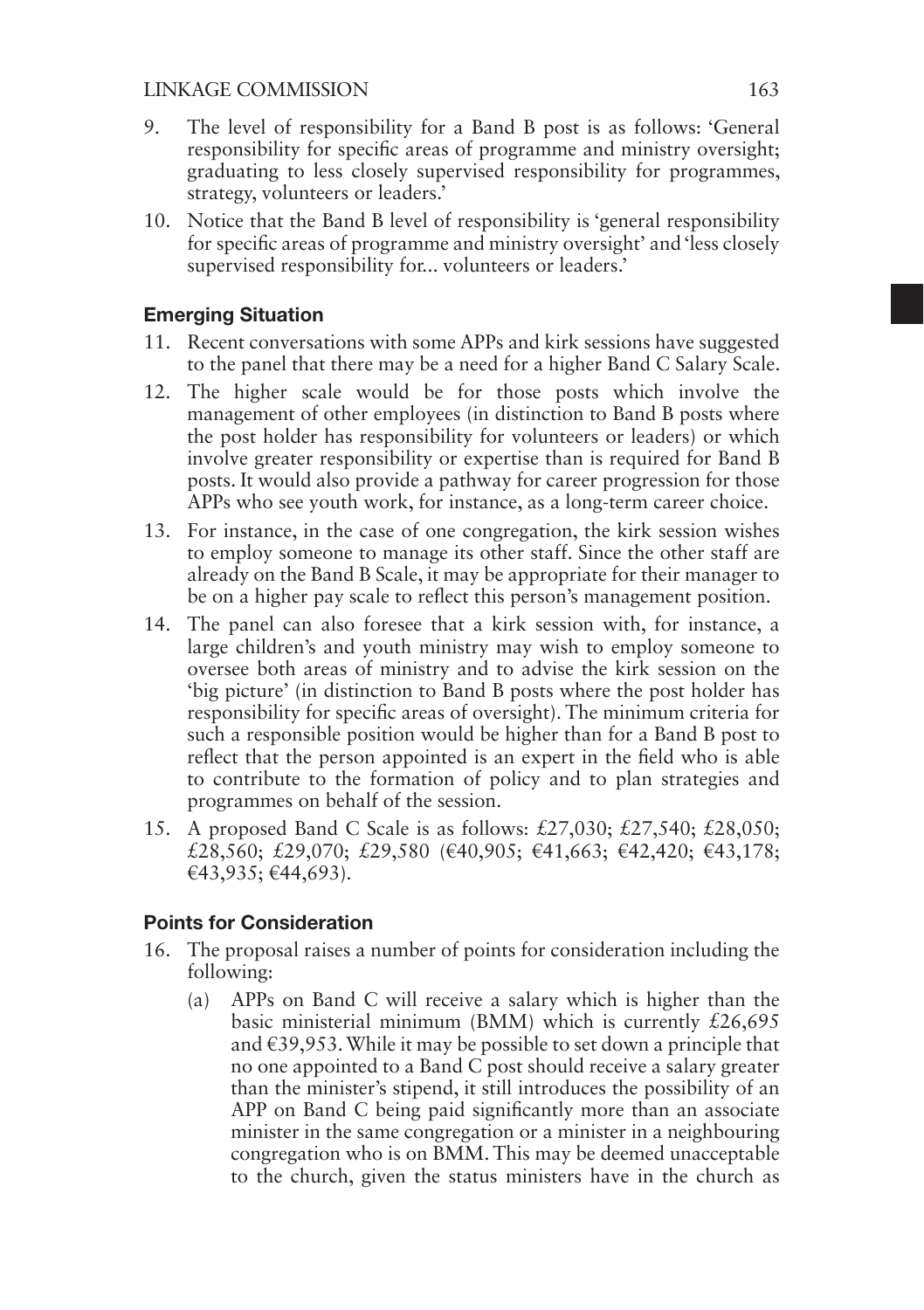9. The level of responsibility for a Band B post is as follows: 'General responsibility for specific areas of programme and ministry oversight; graduating to less closely supervised responsibility for programmes, strategy, volunteers or leaders.'

10. Notice that the Band B level of responsibility is 'general responsibility for specific areas of programme and ministry oversight' and 'less closely supervised responsibility for... volunteers or leaders.'

### Emerging Situation

11. Recent conversations with some APPs and kirk sessions have suggested to the panel that there may be a need for a higher Band C Salary Scale.

12. The higher scale would be for those posts which involve the management of other employees (in distinction to Band B posts where the post holder has responsibility for volunteers or leaders) or which involve greater responsibility or expertise than is required for Band B posts. It would also provide a pathway for career progression for those APPs who see youth work, for instance, as a long-term career choice.

13. For instance, in the case of one congregation, the kirk session wishes to employ someone to manage its other staff. Since the other staff are already on the Band B Scale, it may be appropriate for their manager to be on a higher pay scale to reflect this person's management position.

14. The panel can also foresee that a kirk session with, for instance, a large children's and youth ministry may wish to employ someone to oversee both areas of ministry and to advise the kirk session on the 'big picture' (in distinction to Band B posts where the post holder has responsibility for specific areas of oversight). The minimum criteria for such a responsible position would be higher than for a Band B post to reflect that the person appointed is an expert in the field who is able to contribute to the formation of policy and to plan strategies and programmes on behalf of the session.

15. A proposed Band C Scale is as follows: £27,030; £27,540; £28,050; £28,560; £29,070; £29,580 (€40,905; €41,663; €42,420; €43,178; €43,935; €44,693).

### Points for Consideration

16. The proposal raises a number of points for consideration including the following:
    (a) APPs on Band C will receive a salary which is higher than the basic ministerial minimum (BMM) which is currently £26,695 and €39,953. While it may be possible to set down a principle that no one appointed to a Band C post should receive a salary greater than the minister's stipend, it still introduces the possibility of an APP on Band C being paid significantly more than an associate minister in the same congregation or a minister in a neighbouring congregation who is on BMM. This may be deemed unacceptable to the church, given the status ministers have in the church as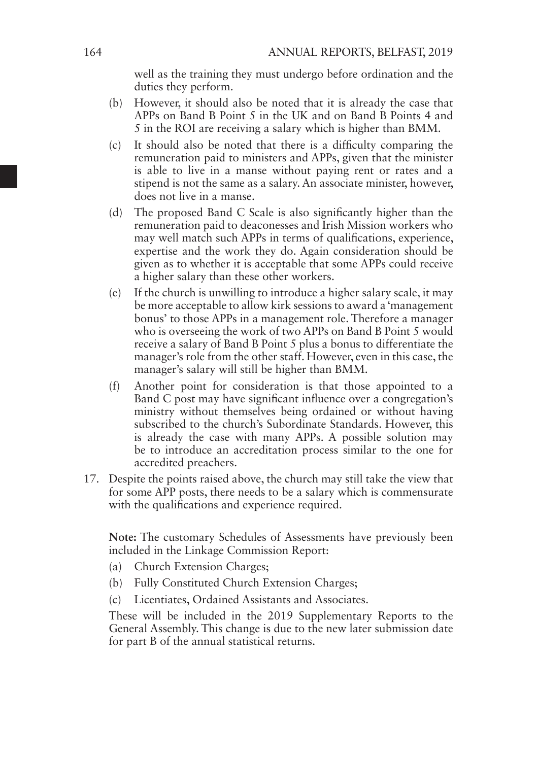well as the training they must undergo before ordination and the duties they perform.

(b) However, it should also be noted that it is already the case that APPs on Band B Point 5 in the UK and on Band B Points 4 and 5 in the ROI are receiving a salary which is higher than BMM.

(c) It should also be noted that there is a difficulty comparing the remuneration paid to ministers and APPs, given that the minister is able to live in a manse without paying rent or rates and a stipend is not the same as a salary. An associate minister, however, does not live in a manse.

(d) The proposed Band C Scale is also significantly higher than the remuneration paid to deaconesses and Irish Mission workers who may well match such APPs in terms of qualifications, experience, expertise and the work they do. Again consideration should be given as to whether it is acceptable that some APPs could receive a higher salary than these other workers.

(e) If the church is unwilling to introduce a higher salary scale, it may be more acceptable to allow kirk sessions to award a 'management bonus' to those APPs in a management role. Therefore a manager who is overseeing the work of two APPs on Band B Point 5 would receive a salary of Band B Point 5 plus a bonus to differentiate the manager's role from the other staff. However, even in this case, the manager's salary will still be higher than BMM.

(f) Another point for consideration is that those appointed to a Band C post may have significant influence over a congregation's ministry without themselves being ordained or without having subscribed to the church's Subordinate Standards. However, this is already the case with many APPs. A possible solution may be to introduce an accreditation process similar to the one for accredited preachers.

17. Despite the points raised above, the church may still take the view that for some APP posts, there needs to be a salary which is commensurate with the qualifications and experience required.

**Note:** The customary Schedules of Assessments have previously been included in the Linkage Commission Report:

(a) Church Extension Charges;

(b) Fully Constituted Church Extension Charges;

(c) Licentiates, Ordained Assistants and Associates.

These will be included in the 2019 Supplementary Reports to the General Assembly. This change is due to the new later submission date for part B of the annual statistical returns.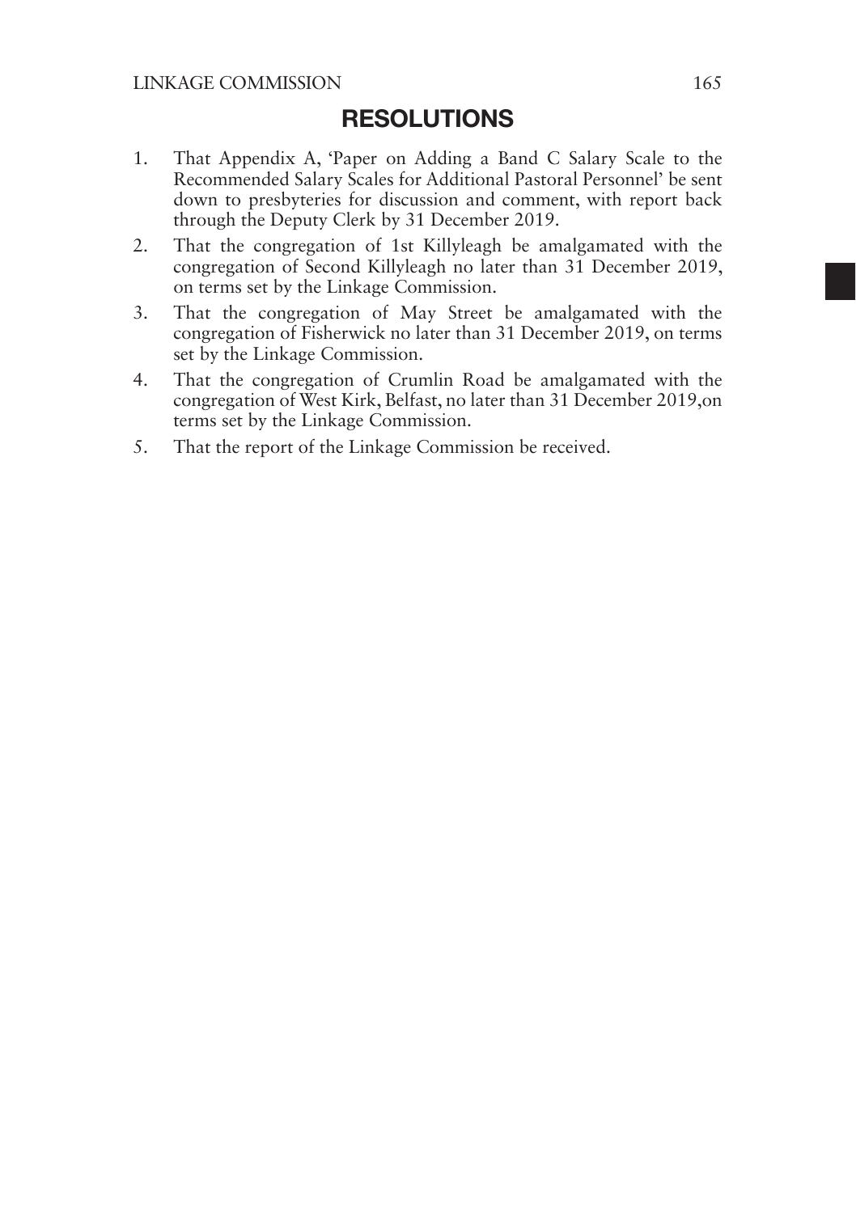# RESOLUTIONS

1. That Appendix A, 'Paper on Adding a Band C Salary Scale to the Recommended Salary Scales for Additional Pastoral Personnel' be sent down to presbyteries for discussion and comment, with report back through the Deputy Clerk by 31 December 2019.
2. That the congregation of 1st Killyleagh be amalgamated with the congregation of Second Killyleagh no later than 31 December 2019, on terms set by the Linkage Commission.
3. That the congregation of May Street be amalgamated with the congregation of Fisherwick no later than 31 December 2019, on terms set by the Linkage Commission.
4. That the congregation of Crumlin Road be amalgamated with the congregation of West Kirk, Belfast, no later than 31 December 2019,on terms set by the Linkage Commission.
5. That the report of the Linkage Commission be received.